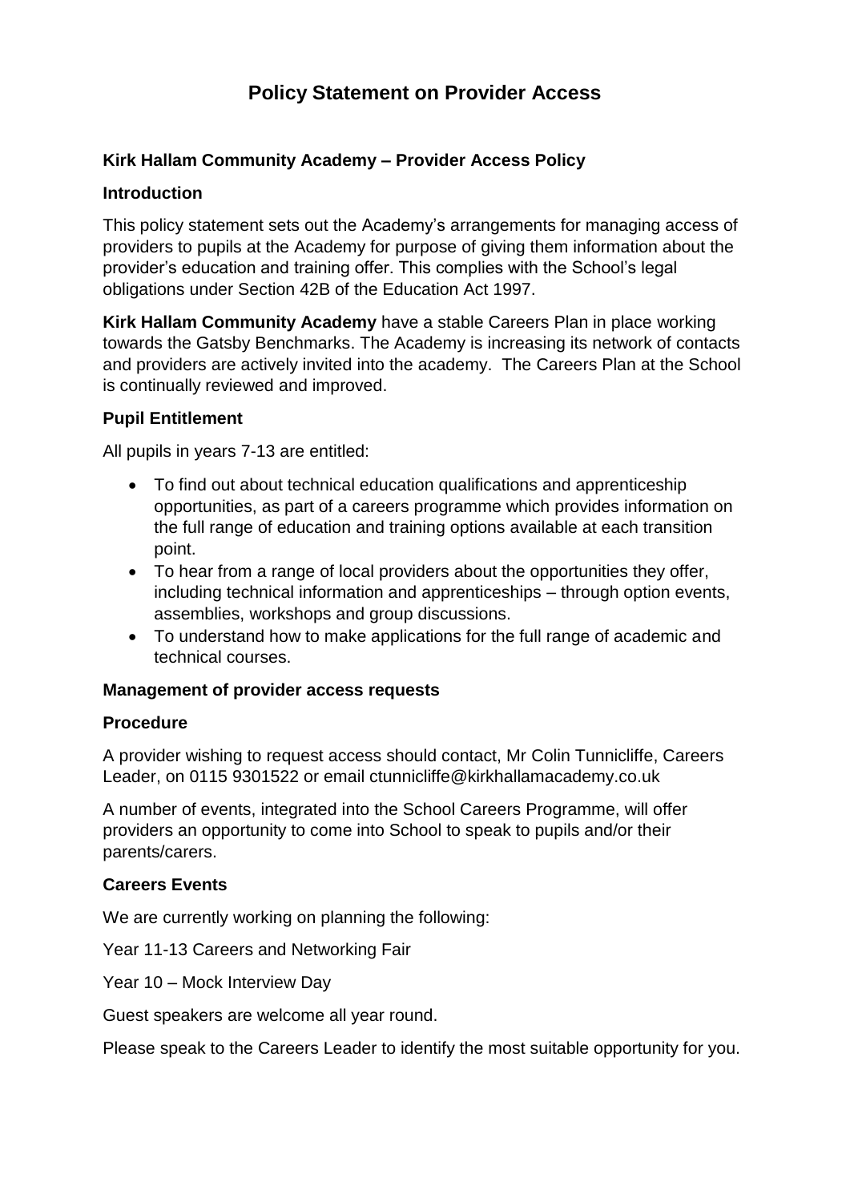# Policy Statement on Provider Access

### Kirk Hallam Community Academy – Provider Access Policy

### Introduction

This policy statement sets out the Academy's arrangements for managing access of providers to pupils at the Academy for purpose of giving them information about the provider's education and training offer. This complies with the School's legal obligations under Section 42B of the Education Act 1997.

**Kirk Hallam Community Academy** have a stable Careers Plan in place working towards the Gatsby Benchmarks. The Academy is increasing its network of contacts and providers are actively invited into the academy. The Careers Plan at the School is continually reviewed and improved.

### Pupil Entitlement

All pupils in years 7-13 are entitled:

- To find out about technical education qualifications and apprenticeship opportunities, as part of a careers programme which provides information on the full range of education and training options available at each transition point.
- To hear from a range of local providers about the opportunities they offer, including technical information and apprenticeships – through option events, assemblies, workshops and group discussions.
- To understand how to make applications for the full range of academic and technical courses.

### Management of provider access requests

### Procedure

A provider wishing to request access should contact, Mr Colin Tunnicliffe, Careers Leader, on 0115 9301522 or email ctunnicliffe@kirkhallamacademy.co.uk

A number of events, integrated into the School Careers Programme, will offer providers an opportunity to come into School to speak to pupils and/or their parents/carers.

### Careers Events

We are currently working on planning the following:

Year 11-13 Careers and Networking Fair

Year 10 – Mock Interview Day

Guest speakers are welcome all year round.

Please speak to the Careers Leader to identify the most suitable opportunity for you.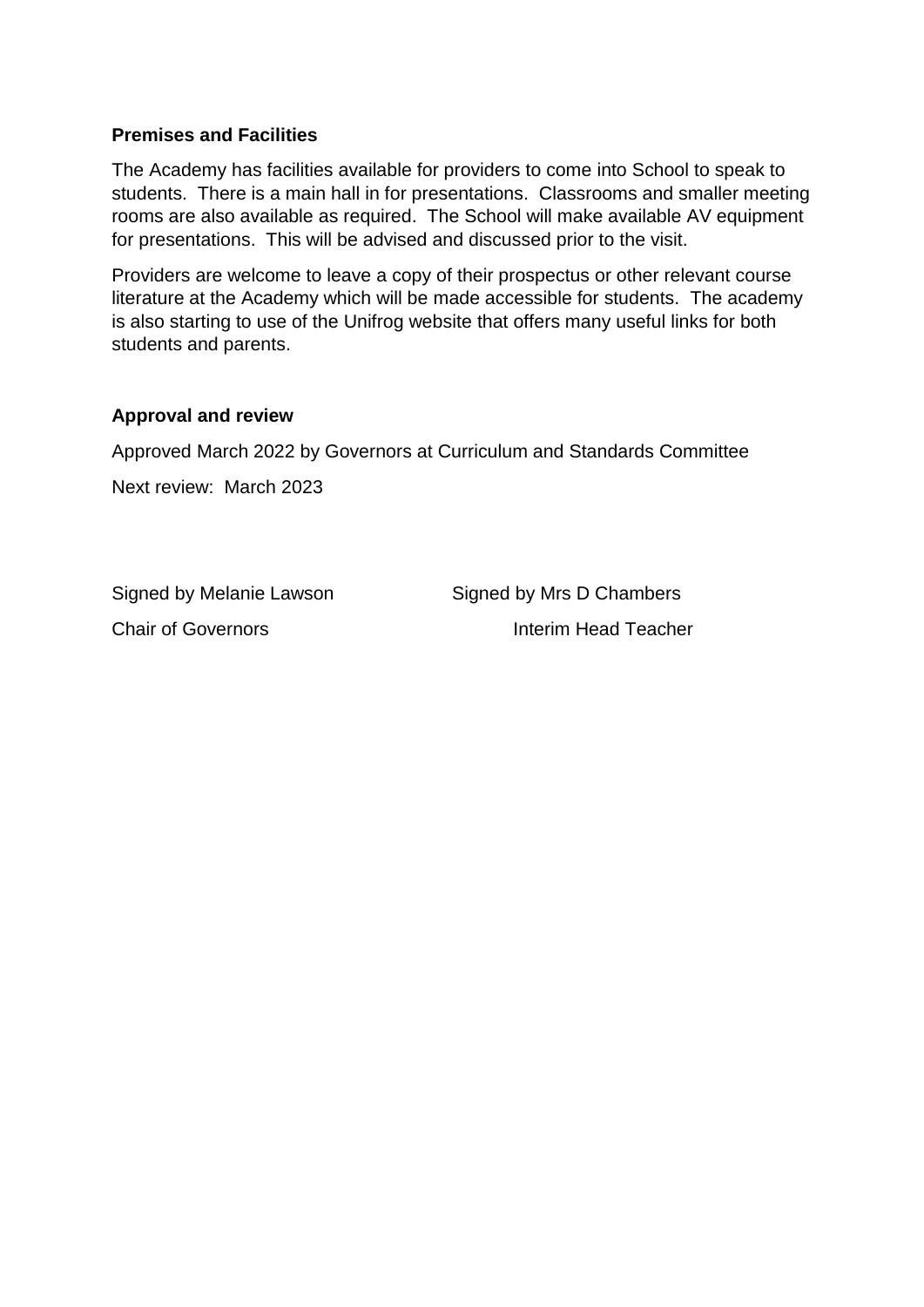**Premises and Facilities**

The Academy has facilities available for providers to come into School to speak to students. There is a main hall in for presentations. Classrooms and smaller meeting rooms are also available as required. The School will make available AV equipment for presentations. This will be advised and discussed prior to the visit.

Providers are welcome to leave a copy of their prospectus or other relevant course literature at the Academy which will be made accessible for students. The academy is also starting to use of the Unifrog website that offers many useful links for both students and parents.

**Approval and review**

Approved March 2022 by Governors at Curriculum and Standards Committee

Next review: March 2023

Signed by Melanie Lawson
Chair of Governors

Signed by Mrs D Chambers
Interim Head Teacher